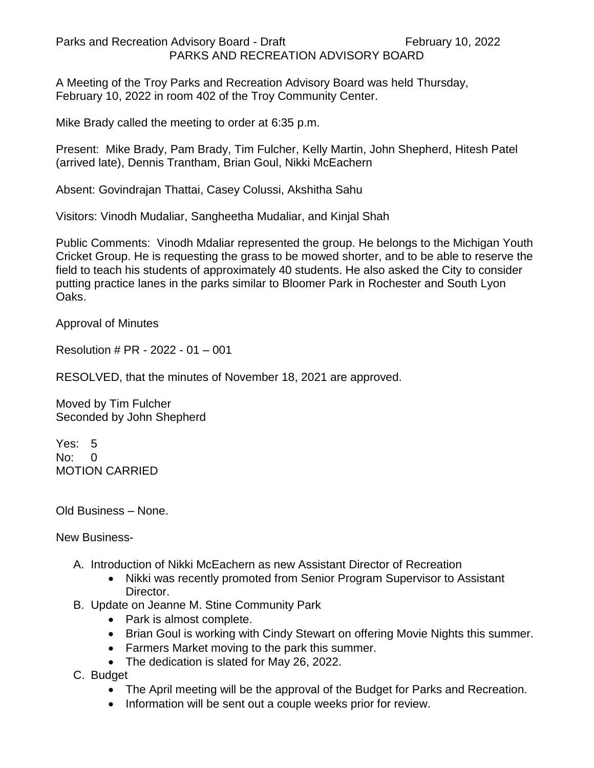# PARKS AND RECREATION ADVISORY BOARD

A Meeting of the Troy Parks and Recreation Advisory Board was held Thursday, February 10, 2022 in room 402 of the Troy Community Center.

Mike Brady called the meeting to order at 6:35 p.m.

Present: Mike Brady, Pam Brady, Tim Fulcher, Kelly Martin, John Shepherd, Hitesh Patel (arrived late), Dennis Trantham, Brian Goul, Nikki McEachern

Absent: Govindrajan Thattai, Casey Colussi, Akshitha Sahu

Visitors: Vinodh Mudaliar, Sangheetha Mudaliar, and Kinjal Shah

Public Comments: Vinodh Mdaliar represented the group. He belongs to the Michigan Youth Cricket Group. He is requesting the grass to be mowed shorter, and to be able to reserve the field to teach his students of approximately 40 students. He also asked the City to consider putting practice lanes in the parks similar to Bloomer Park in Rochester and South Lyon Oaks.

Approval of Minutes

Resolution # PR - 2022 - 01 – 001

RESOLVED, that the minutes of November 18, 2021 are approved.

Moved by Tim Fulcher
Seconded by John Shepherd

Yes: 5
No: 0
MOTION CARRIED

Old Business – None.

New Business-

A. Introduction of Nikki McEachern as new Assistant Director of Recreation
   - Nikki was recently promoted from Senior Program Supervisor to Assistant Director.
B. Update on Jeanne M. Stine Community Park
   - Park is almost complete.
   - Brian Goul is working with Cindy Stewart on offering Movie Nights this summer.
   - Farmers Market moving to the park this summer.
   - The dedication is slated for May 26, 2022.
C. Budget
   - The April meeting will be the approval of the Budget for Parks and Recreation.
   - Information will be sent out a couple weeks prior for review.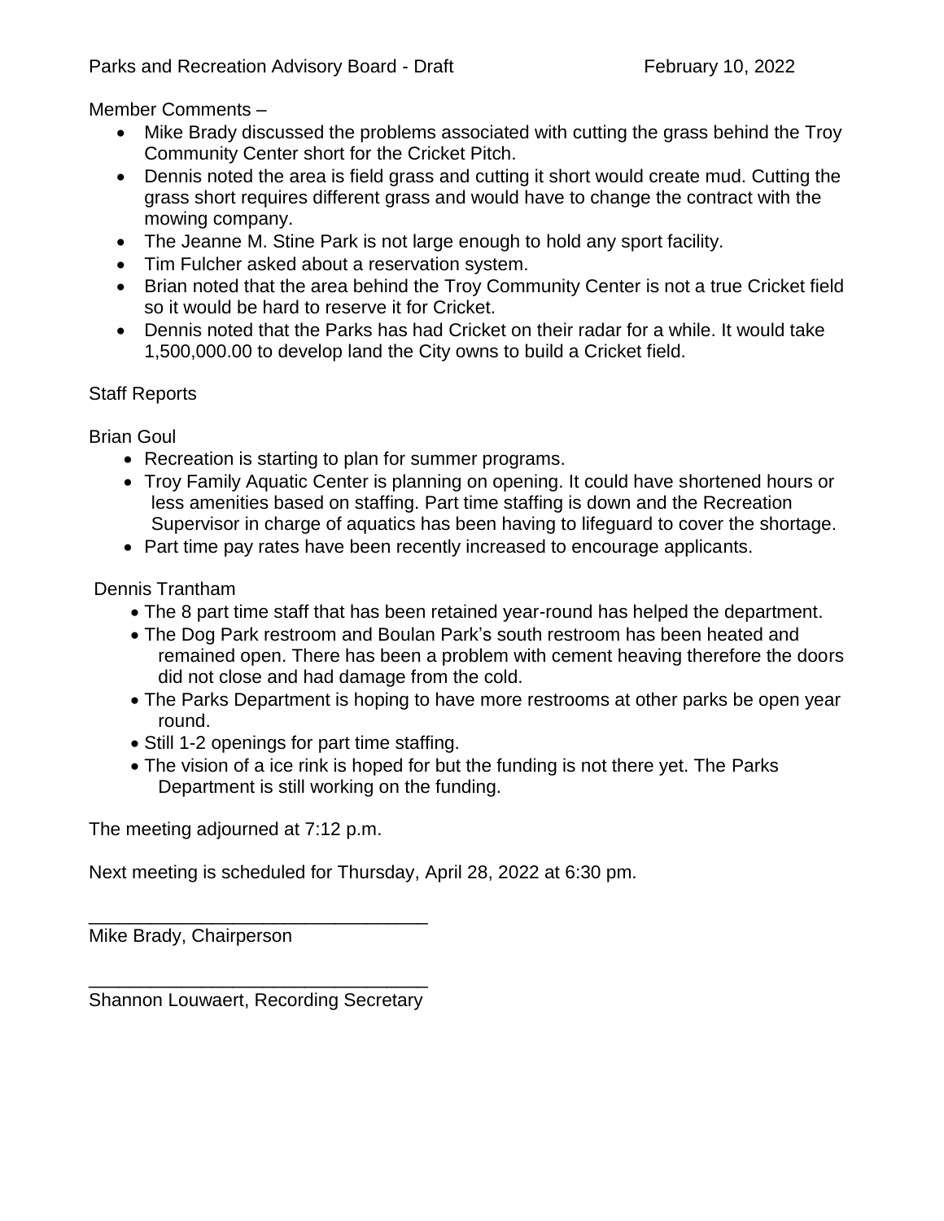Member Comments –

- Mike Brady discussed the problems associated with cutting the grass behind the Troy Community Center short for the Cricket Pitch.
- Dennis noted the area is field grass and cutting it short would create mud. Cutting the grass short requires different grass and would have to change the contract with the mowing company.
- The Jeanne M. Stine Park is not large enough to hold any sport facility.
- Tim Fulcher asked about a reservation system.
- Brian noted that the area behind the Troy Community Center is not a true Cricket field so it would be hard to reserve it for Cricket.
- Dennis noted that the Parks has had Cricket on their radar for a while. It would take 1,500,000.00 to develop land the City owns to build a Cricket field.

Staff Reports

Brian Goul

- Recreation is starting to plan for summer programs.
- Troy Family Aquatic Center is planning on opening. It could have shortened hours or less amenities based on staffing. Part time staffing is down and the Recreation Supervisor in charge of aquatics has been having to lifeguard to cover the shortage.
- Part time pay rates have been recently increased to encourage applicants.

Dennis Trantham

- The 8 part time staff that has been retained year-round has helped the department.
- The Dog Park restroom and Boulan Park's south restroom has been heated and remained open. There has been a problem with cement heaving therefore the doors did not close and had damage from the cold.
- The Parks Department is hoping to have more restrooms at other parks be open year round.
- Still 1-2 openings for part time staffing.
- The vision of a ice rink is hoped for but the funding is not there yet. The Parks Department is still working on the funding.

The meeting adjourned at 7:12 p.m.

Next meeting is scheduled for Thursday, April 28, 2022 at 6:30 pm.

\_\_\_\_\_\_\_\_\_\_\_\_\_\_\_\_\_\_\_\_\_\_\_\_\_\_\_\_\_\_\_\_\_\_
Mike Brady, Chairperson

\_\_\_\_\_\_\_\_\_\_\_\_\_\_\_\_\_\_\_\_\_\_\_\_\_\_\_\_\_\_\_\_\_\_
Shannon Louwaert, Recording Secretary